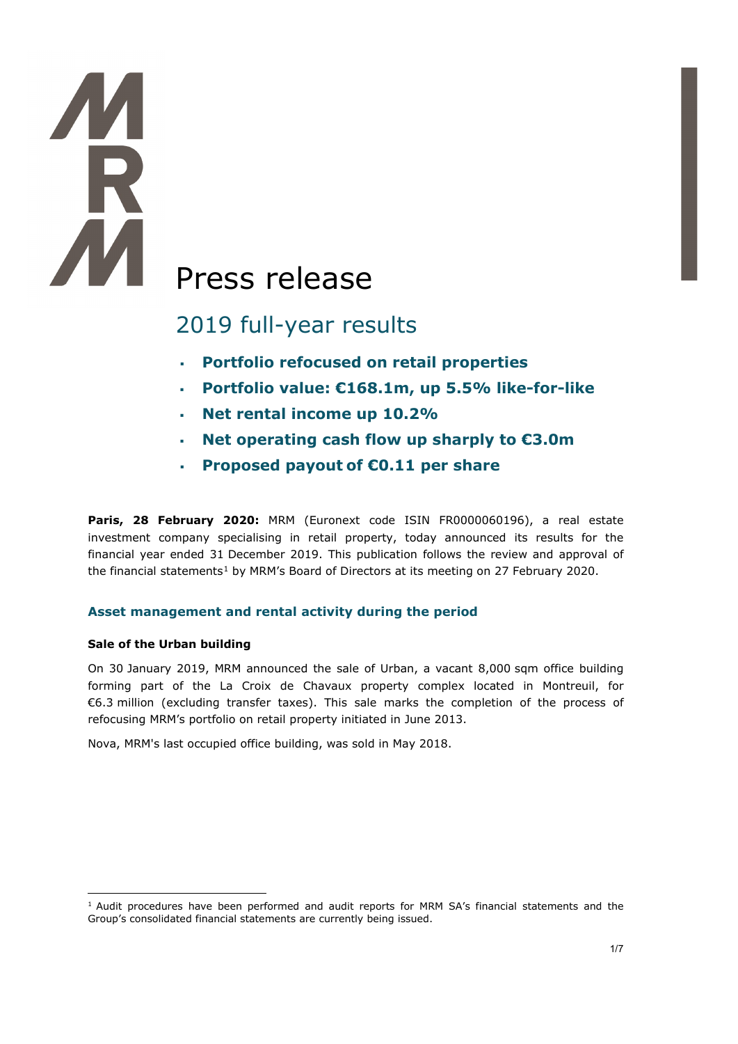# Press release

## 2019 full-year results

- **Portfolio refocused on retail properties**
- **Portfolio value: €168.1m, up 5.5% like-for-like**
- **Net rental income up 10.2%**
- **Net operating cash flow up sharply to €3.0m**
- **Proposed payout of €0.11 per share**

**Paris, 28 February 2020:** MRM (Euronext code ISIN FR0000060196), a real estate investment company specialising in retail property, today announced its results for the financial year ended 31 December 2019. This publication follows the review and approval of the financial statements[1] by MRM's Board of Directors at its meeting on 27 February 2020.

### Asset management and rental activity during the period

**Sale of the Urban building**

On 30 January 2019, MRM announced the sale of Urban, a vacant 8,000 sqm office building forming part of the La Croix de Chavaux property complex located in Montreuil, for €6.3 million (excluding transfer taxes). This sale marks the completion of the process of refocusing MRM's portfolio on retail property initiated in June 2013.

Nova, MRM's last occupied office building, was sold in May 2018.

[1] Audit procedures have been performed and audit reports for MRM SA's financial statements and the Group's consolidated financial statements are currently being issued.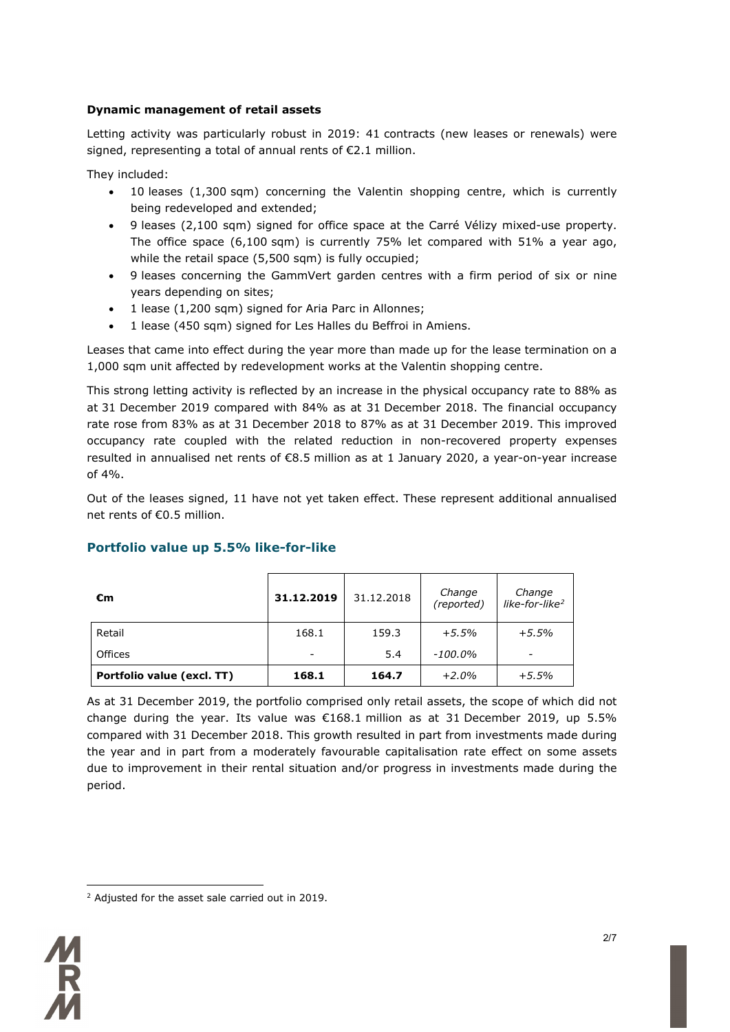**Dynamic management of retail assets**

Letting activity was particularly robust in 2019: 41 contracts (new leases or renewals) were signed, representing a total of annual rents of €2.1 million.

They included:

- 10 leases (1,300 sqm) concerning the Valentin shopping centre, which is currently being redeveloped and extended;
- 9 leases (2,100 sqm) signed for office space at the Carré Vélizy mixed-use property. The office space (6,100 sqm) is currently 75% let compared with 51% a year ago, while the retail space (5,500 sqm) is fully occupied;
- 9 leases concerning the GammVert garden centres with a firm period of six or nine years depending on sites;
- 1 lease (1,200 sqm) signed for Aria Parc in Allonnes;
- 1 lease (450 sqm) signed for Les Halles du Beffroi in Amiens.

Leases that came into effect during the year more than made up for the lease termination on a 1,000 sqm unit affected by redevelopment works at the Valentin shopping centre.

This strong letting activity is reflected by an increase in the physical occupancy rate to 88% as at 31 December 2019 compared with 84% as at 31 December 2018. The financial occupancy rate rose from 83% as at 31 December 2018 to 87% as at 31 December 2019. This improved occupancy rate coupled with the related reduction in non-recovered property expenses resulted in annualised net rents of €8.5 million as at 1 January 2020, a year-on-year increase of 4%.

Out of the leases signed, 11 have not yet taken effect. These represent additional annualised net rents of €0.5 million.

## Portfolio value up 5.5% like-for-like

| **€m** | **31.12.2019** | 31.12.2018 | *Change (reported)* | *Change like-for-like*[2] |
|---|---|---|---|---|
| Retail | 168.1 | 159.3 | *+5.5%* | *+5.5%* |
| Offices | - | 5.4 | *-100.0%* | - |
| **Portfolio value (excl. TT)** | **168.1** | **164.7** | *+2.0%* | *+5.5%* |

As at 31 December 2019, the portfolio comprised only retail assets, the scope of which did not change during the year. Its value was €168.1 million as at 31 December 2019, up 5.5% compared with 31 December 2018. This growth resulted in part from investments made during the year and in part from a moderately favourable capitalisation rate effect on some assets due to improvement in their rental situation and/or progress in investments made during the period.

[2] Adjusted for the asset sale carried out in 2019.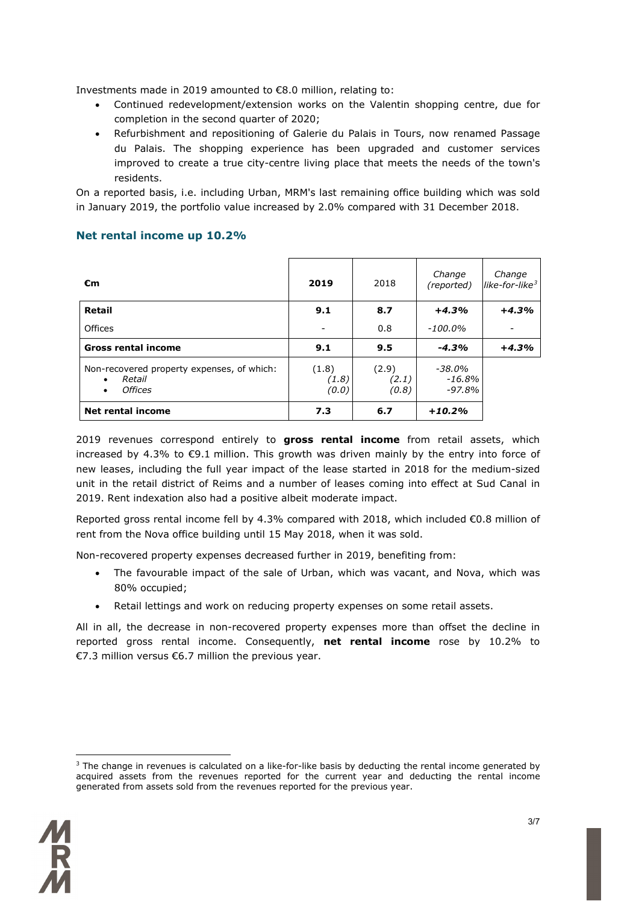Investments made in 2019 amounted to €8.0 million, relating to:

- Continued redevelopment/extension works on the Valentin shopping centre, due for completion in the second quarter of 2020;
- Refurbishment and repositioning of Galerie du Palais in Tours, now renamed Passage du Palais. The shopping experience has been upgraded and customer services improved to create a true city-centre living place that meets the needs of the town's residents.

On a reported basis, i.e. including Urban, MRM's last remaining office building which was sold in January 2019, the portfolio value increased by 2.0% compared with 31 December 2018.

## Net rental income up 10.2%

| €m | 2019 | 2018 | *Change (reported)* | *Change like-for-like*[3] |
|---|---|---|---|---|
| **Retail** | **9.1** | **8.7** | ***+4.3%*** | ***+4.3%*** |
| Offices | - | 0.8 | *-100.0%* | - |
| **Gross rental income** | **9.1** | **9.5** | ***-4.3%*** | ***+4.3%*** |
| Non-recovered property expenses, of which:<br>• *Retail*<br>• *Offices* | (1.8)<br>*(1.8)*<br>*(0.0)* | (2.9)<br>*(2.1)*<br>*(0.8)* | *-38.0%*<br>*-16.8%*<br>*-97.8%* | |
| **Net rental income** | **7.3** | **6.7** | ***+10.2%*** | |

2019 revenues correspond entirely to **gross rental income** from retail assets, which increased by 4.3% to €9.1 million. This growth was driven mainly by the entry into force of new leases, including the full year impact of the lease started in 2018 for the medium-sized unit in the retail district of Reims and a number of leases coming into effect at Sud Canal in 2019. Rent indexation also had a positive albeit moderate impact.

Reported gross rental income fell by 4.3% compared with 2018, which included €0.8 million of rent from the Nova office building until 15 May 2018, when it was sold.

Non-recovered property expenses decreased further in 2019, benefiting from:

- The favourable impact of the sale of Urban, which was vacant, and Nova, which was 80% occupied;
- Retail lettings and work on reducing property expenses on some retail assets.

All in all, the decrease in non-recovered property expenses more than offset the decline in reported gross rental income. Consequently, **net rental income** rose by 10.2% to €7.3 million versus €6.7 million the previous year.

[3] The change in revenues is calculated on a like-for-like basis by deducting the rental income generated by acquired assets from the revenues reported for the current year and deducting the rental income generated from assets sold from the revenues reported for the previous year.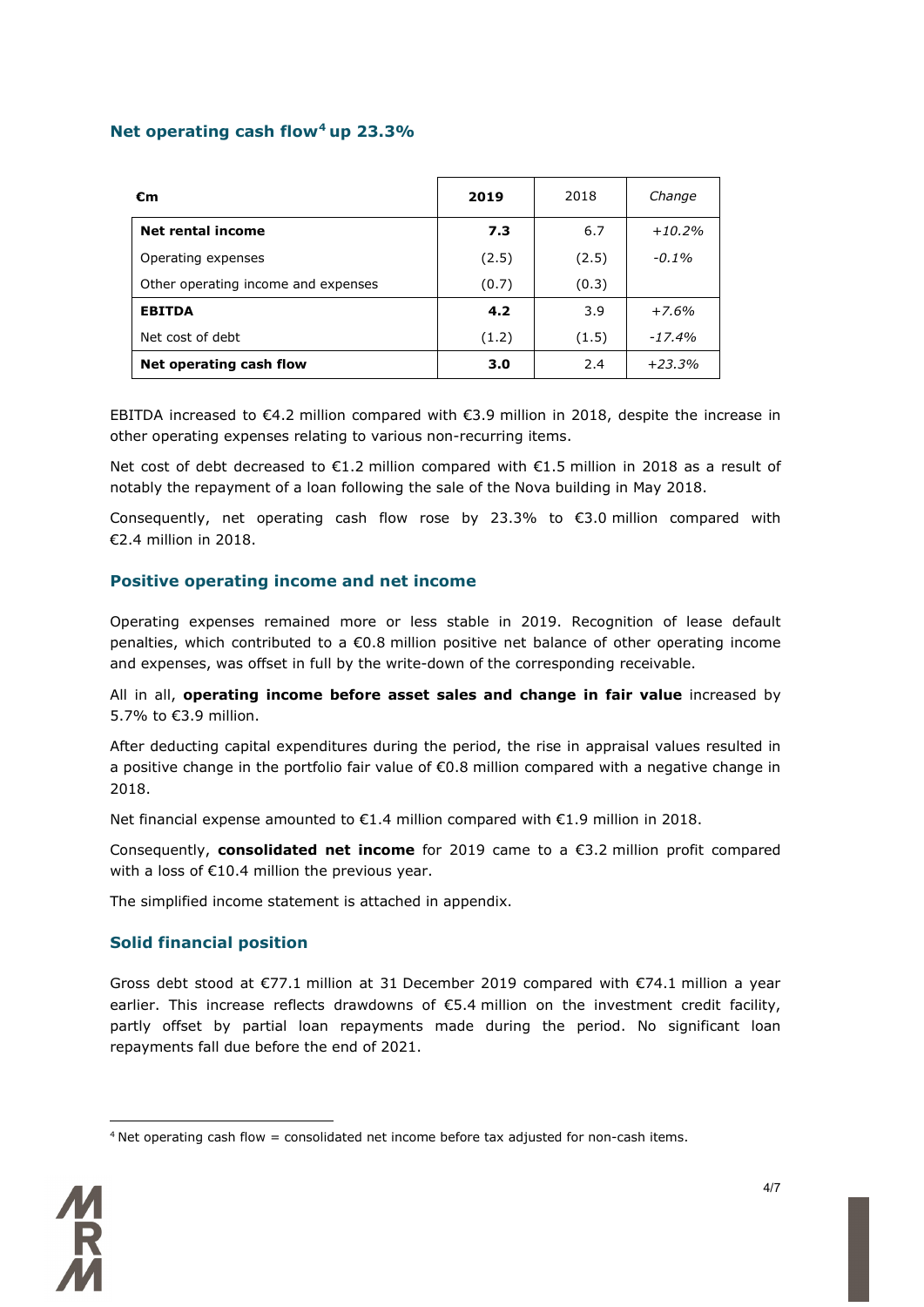## Net operating cash flow[4] up 23.3%

| €m | 2019 | 2018 | Change |
|---|---|---|---|
| **Net rental income** | **7.3** | 6.7 | *+10.2%* |
| Operating expenses | (2.5) | (2.5) | *-0.1%* |
| Other operating income and expenses | (0.7) | (0.3) | |
| **EBITDA** | **4.2** | 3.9 | *+7.6%* |
| Net cost of debt | (1.2) | (1.5) | *-17.4%* |
| **Net operating cash flow** | **3.0** | 2.4 | *+23.3%* |

EBITDA increased to €4.2 million compared with €3.9 million in 2018, despite the increase in other operating expenses relating to various non-recurring items.

Net cost of debt decreased to €1.2 million compared with €1.5 million in 2018 as a result of notably the repayment of a loan following the sale of the Nova building in May 2018.

Consequently, net operating cash flow rose by 23.3% to €3.0 million compared with €2.4 million in 2018.

## Positive operating income and net income

Operating expenses remained more or less stable in 2019. Recognition of lease default penalties, which contributed to a €0.8 million positive net balance of other operating income and expenses, was offset in full by the write-down of the corresponding receivable.

All in all, **operating income before asset sales and change in fair value** increased by 5.7% to €3.9 million.

After deducting capital expenditures during the period, the rise in appraisal values resulted in a positive change in the portfolio fair value of €0.8 million compared with a negative change in 2018.

Net financial expense amounted to €1.4 million compared with €1.9 million in 2018.

Consequently, **consolidated net income** for 2019 came to a €3.2 million profit compared with a loss of €10.4 million the previous year.

The simplified income statement is attached in appendix.

## Solid financial position

Gross debt stood at €77.1 million at 31 December 2019 compared with €74.1 million a year earlier. This increase reflects drawdowns of €5.4 million on the investment credit facility, partly offset by partial loan repayments made during the period. No significant loan repayments fall due before the end of 2021.

[4] Net operating cash flow = consolidated net income before tax adjusted for non-cash items.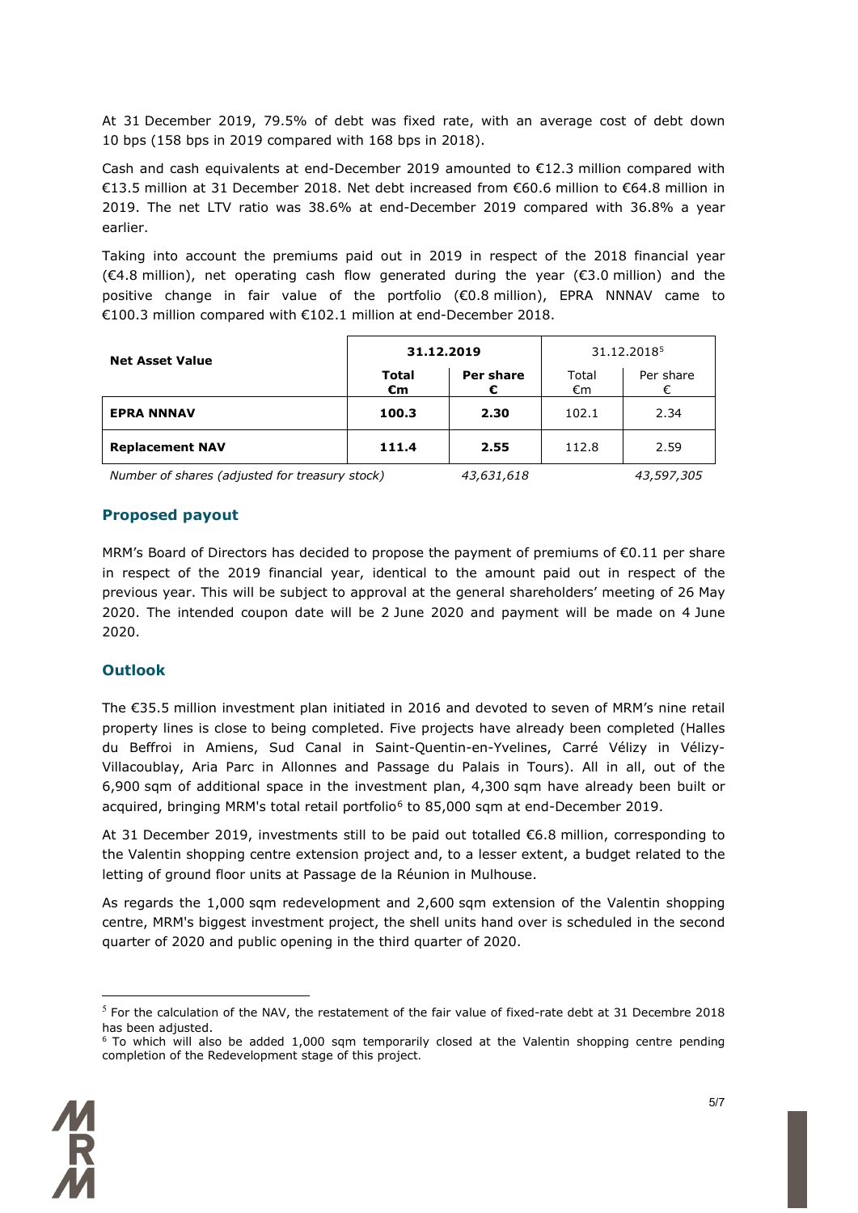At 31 December 2019, 79.5% of debt was fixed rate, with an average cost of debt down 10 bps (158 bps in 2019 compared with 168 bps in 2018).

Cash and cash equivalents at end-December 2019 amounted to €12.3 million compared with €13.5 million at 31 December 2018. Net debt increased from €60.6 million to €64.8 million in 2019. The net LTV ratio was 38.6% at end-December 2019 compared with 36.8% a year earlier.

Taking into account the premiums paid out in 2019 in respect of the 2018 financial year (€4.8 million), net operating cash flow generated during the year (€3.0 million) and the positive change in fair value of the portfolio (€0.8 million), EPRA NNNAV came to €100.3 million compared with €102.1 million at end-December 2018.

| Net Asset Value | **31.12.2019** | | 31.12.2018[5] | |
|---|---|---|---|---|
| | **Total €m** | **Per share €** | Total €m | Per share € |
| **EPRA NNNAV** | **100.3** | **2.30** | 102.1 | 2.34 |
| **Replacement NAV** | **111.4** | **2.55** | 112.8 | 2.59 |
| *Number of shares (adjusted for treasury stock)* | *43,631,618* | | *43,597,305* | |

## Proposed payout

MRM's Board of Directors has decided to propose the payment of premiums of €0.11 per share in respect of the 2019 financial year, identical to the amount paid out in respect of the previous year. This will be subject to approval at the general shareholders' meeting of 26 May 2020. The intended coupon date will be 2 June 2020 and payment will be made on 4 June 2020.

## Outlook

The €35.5 million investment plan initiated in 2016 and devoted to seven of MRM's nine retail property lines is close to being completed. Five projects have already been completed (Halles du Beffroi in Amiens, Sud Canal in Saint-Quentin-en-Yvelines, Carré Vélizy in Vélizy-Villacoublay, Aria Parc in Allonnes and Passage du Palais in Tours). All in all, out of the 6,900 sqm of additional space in the investment plan, 4,300 sqm have already been built or acquired, bringing MRM's total retail portfolio[6] to 85,000 sqm at end-December 2019.

At 31 December 2019, investments still to be paid out totalled €6.8 million, corresponding to the Valentin shopping centre extension project and, to a lesser extent, a budget related to the letting of ground floor units at Passage de la Réunion in Mulhouse.

As regards the 1,000 sqm redevelopment and 2,600 sqm extension of the Valentin shopping centre, MRM's biggest investment project, the shell units hand over is scheduled in the second quarter of 2020 and public opening in the third quarter of 2020.

---

[5] For the calculation of the NAV, the restatement of the fair value of fixed-rate debt at 31 Decembre 2018 has been adjusted.

[6] To which will also be added 1,000 sqm temporarily closed at the Valentin shopping centre pending completion of the Redevelopment stage of this project.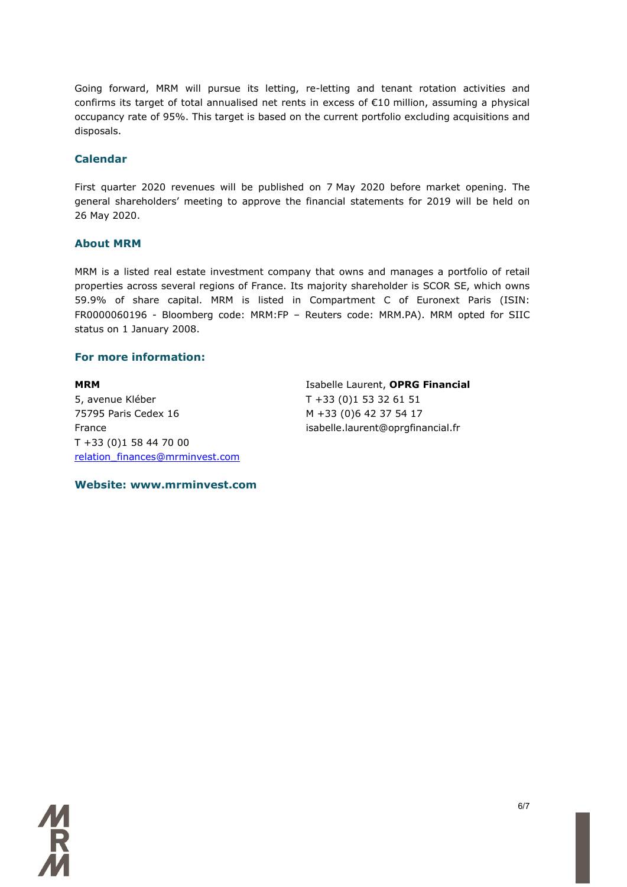Going forward, MRM will pursue its letting, re-letting and tenant rotation activities and confirms its target of total annualised net rents in excess of €10 million, assuming a physical occupancy rate of 95%. This target is based on the current portfolio excluding acquisitions and disposals.

## Calendar

First quarter 2020 revenues will be published on 7 May 2020 before market opening. The general shareholders' meeting to approve the financial statements for 2019 will be held on 26 May 2020.

## About MRM

MRM is a listed real estate investment company that owns and manages a portfolio of retail properties across several regions of France. Its majority shareholder is SCOR SE, which owns 59.9% of share capital. MRM is listed in Compartment C of Euronext Paris (ISIN: FR0000060196 - Bloomberg code: MRM:FP – Reuters code: MRM.PA). MRM opted for SIIC status on 1 January 2008.

## For more information:

**MRM**
5, avenue Kléber
75795 Paris Cedex 16
France
T +33 (0)1 58 44 70 00
relation_finances@mrminvest.com

Isabelle Laurent, **OPRG Financial**
T +33 (0)1 53 32 61 51
M +33 (0)6 42 37 54 17
isabelle.laurent@oprgfinancial.fr

## Website: www.mrminvest.com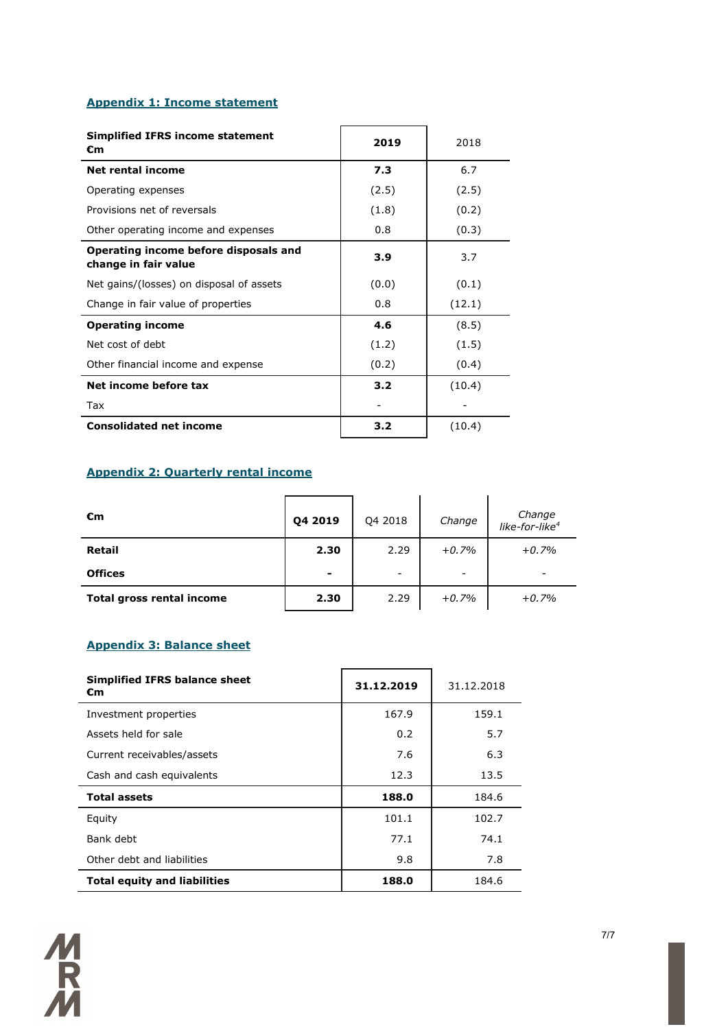## Appendix 1: Income statement

| Simplified IFRS income statement €m | **2019** | 2018 |
|---|---|---|
| **Net rental income** | **7.3** | 6.7 |
| Operating expenses | (2.5) | (2.5) |
| Provisions net of reversals | (1.8) | (0.2) |
| Other operating income and expenses | 0.8 | (0.3) |
| **Operating income before disposals and change in fair value** | **3.9** | 3.7 |
| Net gains/(losses) on disposal of assets | (0.0) | (0.1) |
| Change in fair value of properties | 0.8 | (12.1) |
| **Operating income** | **4.6** | (8.5) |
| Net cost of debt | (1.2) | (1.5) |
| Other financial income and expense | (0.2) | (0.4) |
| **Net income before tax** | **3.2** | (10.4) |
| Tax | - | - |
| **Consolidated net income** | **3.2** | (10.4) |

## Appendix 2: Quarterly rental income

| €m | **Q4 2019** | Q4 2018 | *Change* | *Change like-for-like*[4] |
|---|---|---|---|---|
| **Retail** | **2.30** | 2.29 | *+0.7%* | *+0.7%* |
| **Offices** | **-** | - | - | - |
| **Total gross rental income** | **2.30** | 2.29 | *+0.7%* | *+0.7%* |

## Appendix 3: Balance sheet

| Simplified IFRS balance sheet €m | **31.12.2019** | 31.12.2018 |
|---|---|---|
| Investment properties | 167.9 | 159.1 |
| Assets held for sale | 0.2 | 5.7 |
| Current receivables/assets | 7.6 | 6.3 |
| Cash and cash equivalents | 12.3 | 13.5 |
| **Total assets** | **188.0** | 184.6 |
| Equity | 101.1 | 102.7 |
| Bank debt | 77.1 | 74.1 |
| Other debt and liabilities | 9.8 | 7.8 |
| **Total equity and liabilities** | **188.0** | 184.6 |